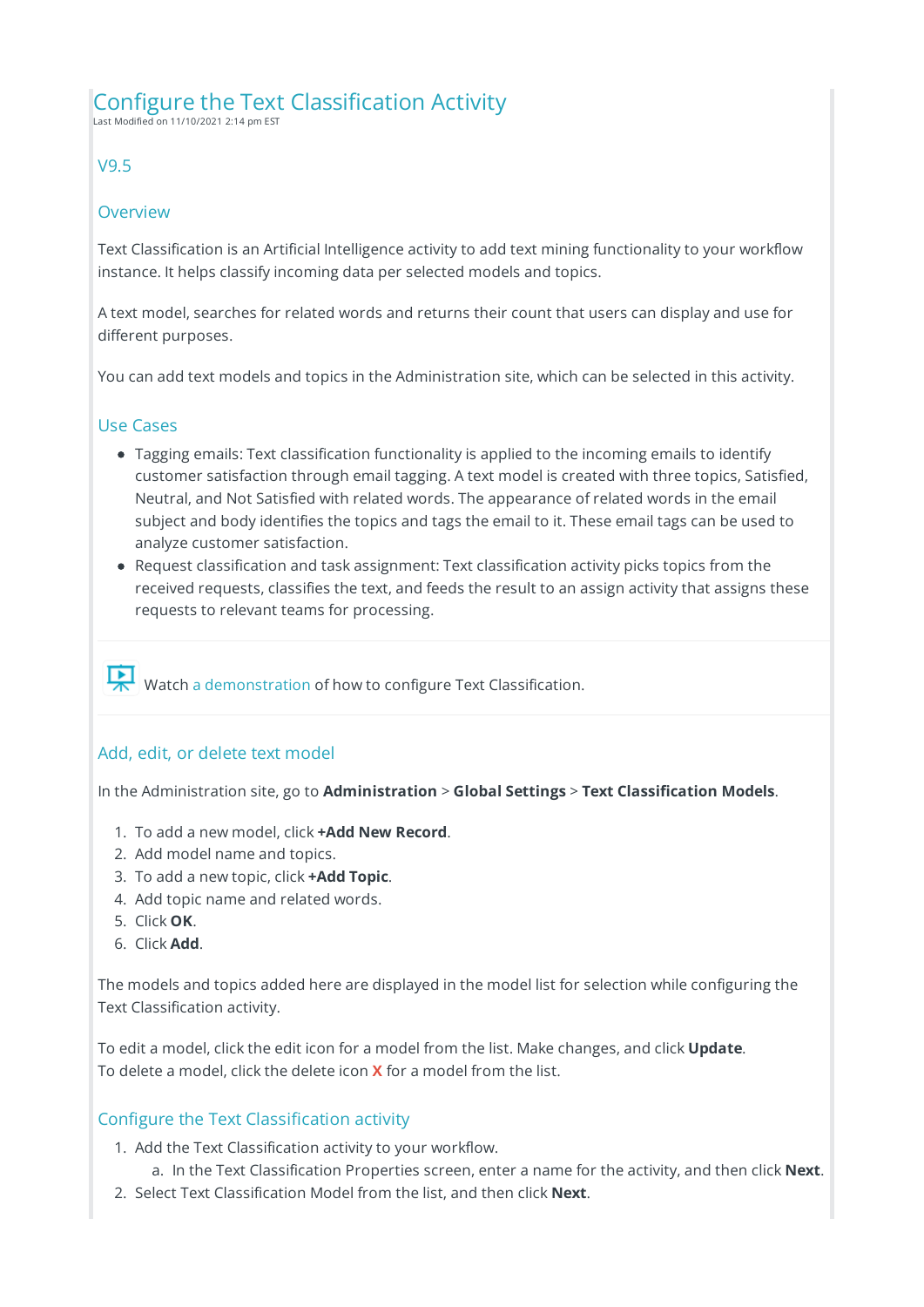# Configure the Text Classification Activity

Last Modified on 11/10/2021 2:14 pm EST

## V9.5

## Overview

Text Classification is an Artificial Intelligence activity to add text mining functionality to your workflow instance. It helps classify incoming data per selected models and topics.

A text model, searches for related words and returns their count that users can display and use for different purposes.

You can add text models and topics in the Administration site, which can be selected in this activity.

## Use Cases

- Tagging emails: Text classification functionality is applied to the incoming emails to identify customer satisfaction through email tagging. A text model is created with three topics, Satisfied, Neutral, and Not Satisfied with related words. The appearance of related words in the email subject and body identifies the topics and tags the email to it. These email tags can be used to analyze customer satisfaction.
- Request classification and task assignment: Text classification activity picks topics from the received requests, classifies the text, and feeds the result to an assign activity that assigns these requests to relevant teams for processing.

Watch a demonstration of how to configure Text Classification.

## Add, edit, or delete text model

In the Administration site, go to **Administration** > **Global Settings** > **Text Classification Models**.

1. To add a new model, click **+Add New Record**.
2. Add model name and topics.
3. To add a new topic, click **+Add Topic**.
4. Add topic name and related words.
5. Click **OK**.
6. Click **Add**.

The models and topics added here are displayed in the model list for selection while configuring the Text Classification activity.

To edit a model, click the edit icon for a model from the list. Make changes, and click **Update**.
To delete a model, click the delete icon **X** for a model from the list.

## Configure the Text Classification activity

1. Add the Text Classification activity to your workflow.
   a. In the Text Classification Properties screen, enter a name for the activity, and then click **Next**.
2. Select Text Classification Model from the list, and then click **Next**.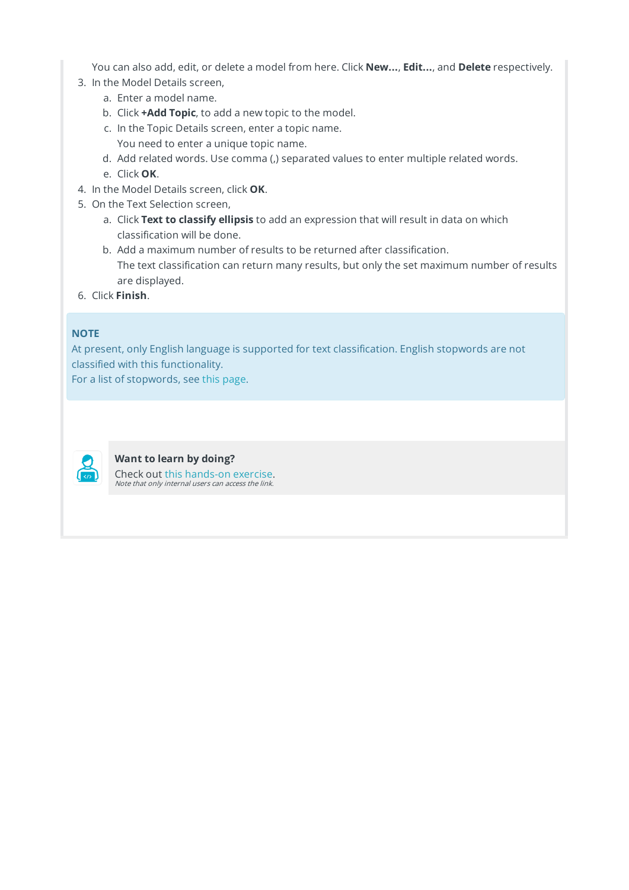You can also add, edit, or delete a model from here. Click **New...**, **Edit...**, and **Delete** respectively.

3. In the Model Details screen,
    a. Enter a model name.
    b. Click **+Add Topic**, to add a new topic to the model.
    c. In the Topic Details screen, enter a topic name.
       You need to enter a unique topic name.
    d. Add related words. Use comma (,) separated values to enter multiple related words.
    e. Click **OK**.
4. In the Model Details screen, click **OK**.
5. On the Text Selection screen,
    a. Click **Text to classify ellipsis** to add an expression that will result in data on which classification will be done.
    b. Add a maximum number of results to be returned after classification.
       The text classification can return many results, but only the set maximum number of results are displayed.
6. Click **Finish**.

> **NOTE**
> At present, only English language is supported for text classification. English stopwords are not classified with this functionality.
> For a list of stopwords, see this page.

**Want to learn by doing?**
Check out this hands-on exercise.
*Note that only internal users can access the link.*